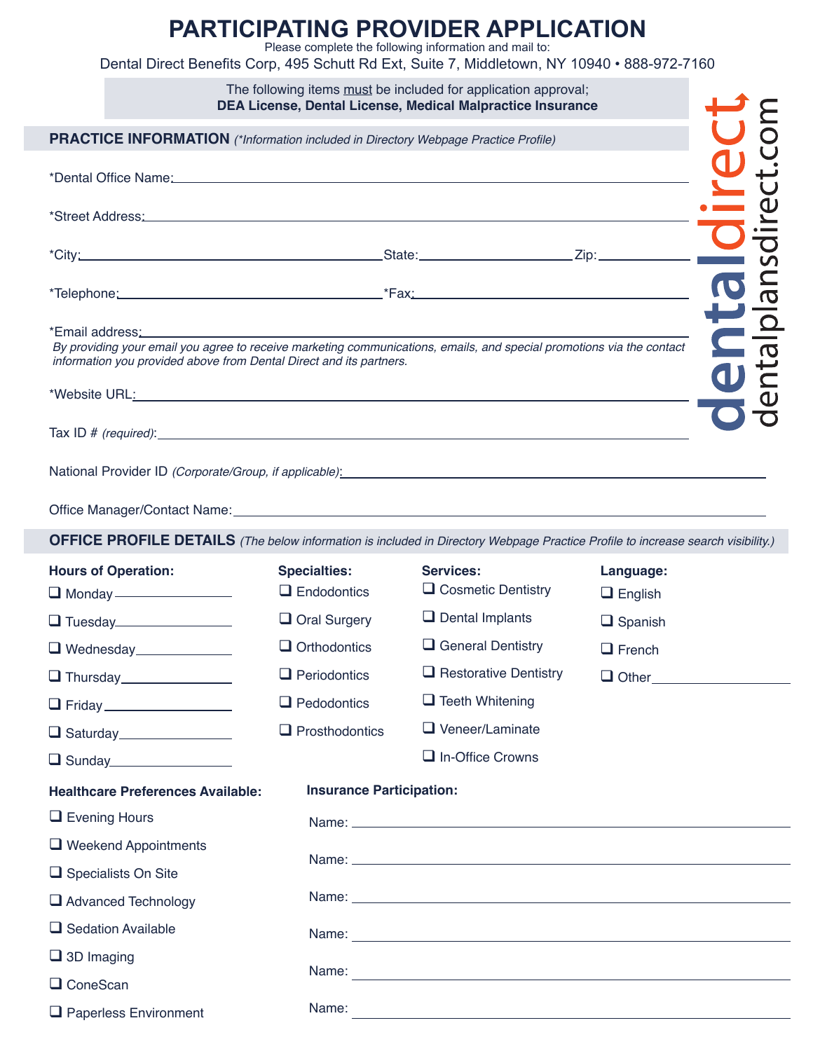# PARTICIPATING PROVIDER APPLICATION

Please complete the following information and mail to:

Dental Direct Benefits Corp, 495 Schutt Rd Ext, Suite 7, Middletown, NY 10940 • 888-972-7160

The following items must be included for application approval;
**DEA License, Dental License, Medical Malpractice Insurance**

dentaldirect
dentalplansdirect.com

## PRACTICE INFORMATION *(\*Information included in Directory Webpage Practice Profile)*

*Dental Office Name: ______________________________

*Street Address: ______________________________

*City: ____________________ State: ____________ Zip: ____________

*Telephone: ____________________ *Fax: ____________________

*Email address: ______________________________

*By providing your email you agree to receive marketing communications, emails, and special promotions via the contact information you provided above from Dental Direct and its partners.*

*Website URL: ______________________________

Tax ID # *(required)*: ______________________________

National Provider ID *(Corporate/Group, if applicable)*: ______________________________

Office Manager/Contact Name: ______________________________

## OFFICE PROFILE DETAILS *(The below information is included in Directory Webpage Practice Profile to increase search visibility.)*

**Hours of Operation:**

- ❑ Monday ____________
- ❑ Tuesday ____________
- ❑ Wednesday ____________
- ❑ Thursday ____________
- ❑ Friday ____________
- ❑ Saturday ____________
- ❑ Sunday ____________

**Specialties:**

- ❑ Endodontics
- ❑ Oral Surgery
- ❑ Orthodontics
- ❑ Periodontics
- ❑ Pedodontics
- ❑ Prosthodontics

**Services:**

- ❑ Cosmetic Dentistry
- ❑ Dental Implants
- ❑ General Dentistry
- ❑ Restorative Dentistry
- ❑ Teeth Whitening
- ❑ Veneer/Laminate
- ❑ In-Office Crowns

**Language:**

- ❑ English
- ❑ Spanish
- ❑ French
- ❑ Other ____________

**Healthcare Preferences Available:**

- ❑ Evening Hours
- ❑ Weekend Appointments
- ❑ Specialists On Site
- ❑ Advanced Technology
- ❑ Sedation Available
- ❑ 3D Imaging
- ❑ ConeScan
- ❑ Paperless Environment

**Insurance Participation:**

Name: ______________________________

Name: ______________________________

Name: ______________________________

Name: ______________________________

Name: ______________________________

Name: ______________________________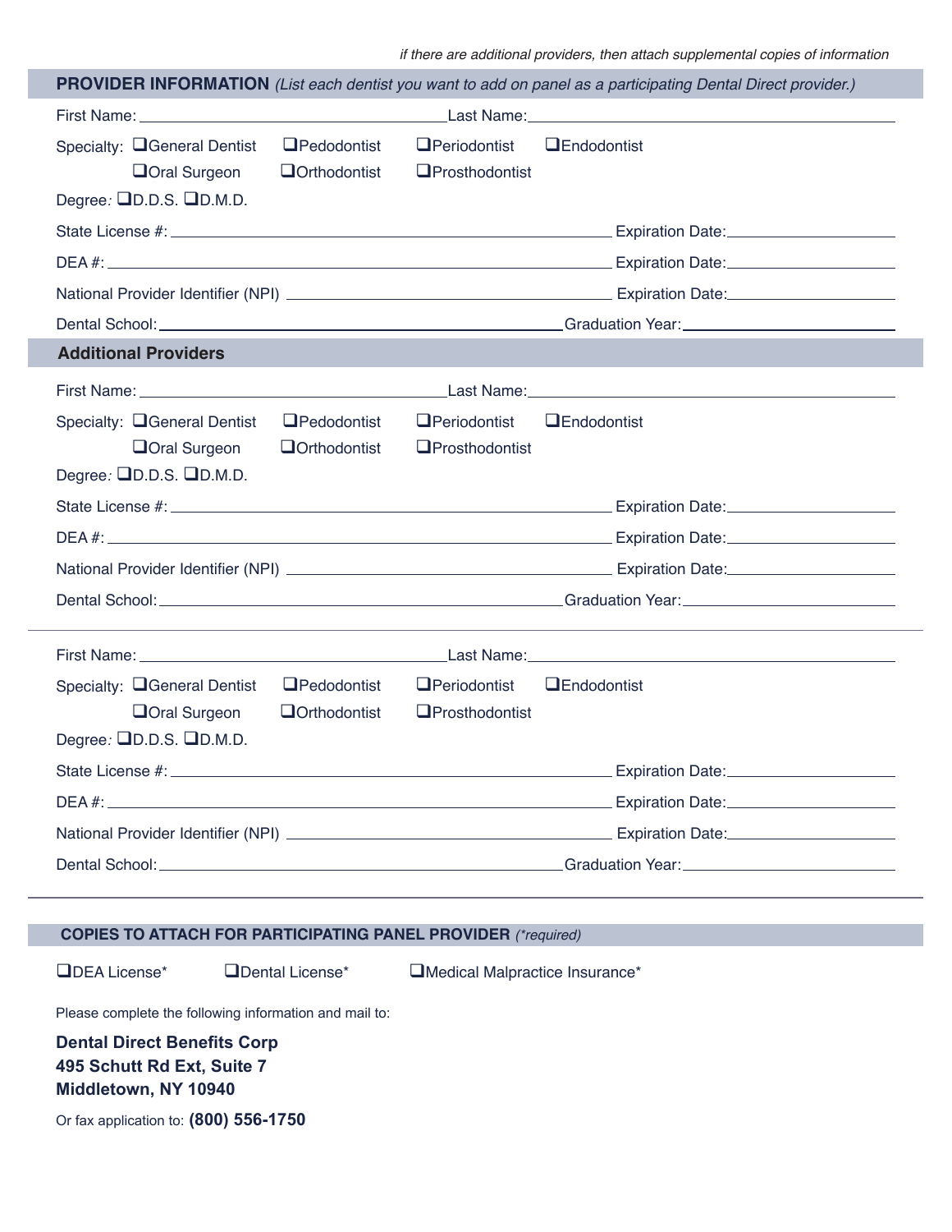*if there are additional providers, then attach supplemental copies of information*

## PROVIDER INFORMATION *(List each dentist you want to add on panel as a participating Dental Direct provider.)*

First Name: ______________________ Last Name: ______________________

Specialty: ❑General Dentist ❑Pedodontist ❑Periodontist ❑Endodontist ❑Oral Surgeon ❑Orthodontist ❑Prosthodontist

Degree*:* ❑D.D.S. ❑D.M.D.

State License #: ______________________ Expiration Date: ______________________

DEA #: ______________________ Expiration Date: ______________________

National Provider Identifier (NPI) ______________________ Expiration Date: ______________________

Dental School: ______________________ Graduation Year: ______________________

## Additional Providers

First Name: ______________________ Last Name: ______________________

Specialty: ❑General Dentist ❑Pedodontist ❑Periodontist ❑Endodontist ❑Oral Surgeon ❑Orthodontist ❑Prosthodontist

Degree*:* ❑D.D.S. ❑D.M.D.

State License #: ______________________ Expiration Date: ______________________

DEA #: ______________________ Expiration Date: ______________________

National Provider Identifier (NPI) ______________________ Expiration Date: ______________________

Dental School: ______________________ Graduation Year: ______________________

---

First Name: ______________________ Last Name: ______________________

Specialty: ❑General Dentist ❑Pedodontist ❑Periodontist ❑Endodontist ❑Oral Surgeon ❑Orthodontist ❑Prosthodontist

Degree*:* ❑D.D.S. ❑D.M.D.

State License #: ______________________ Expiration Date: ______________________

DEA #: ______________________ Expiration Date: ______________________

National Provider Identifier (NPI) ______________________ Expiration Date: ______________________

Dental School: ______________________ Graduation Year: ______________________

---

## COPIES TO ATTACH FOR PARTICIPATING PANEL PROVIDER *(*required)*

❑DEA License* ❑Dental License* ❑Medical Malpractice Insurance*

Please complete the following information and mail to:

**Dental Direct Benefits Corp**
**495 Schutt Rd Ext, Suite 7**
**Middletown, NY 10940**

Or fax application to: **(800) 556-1750**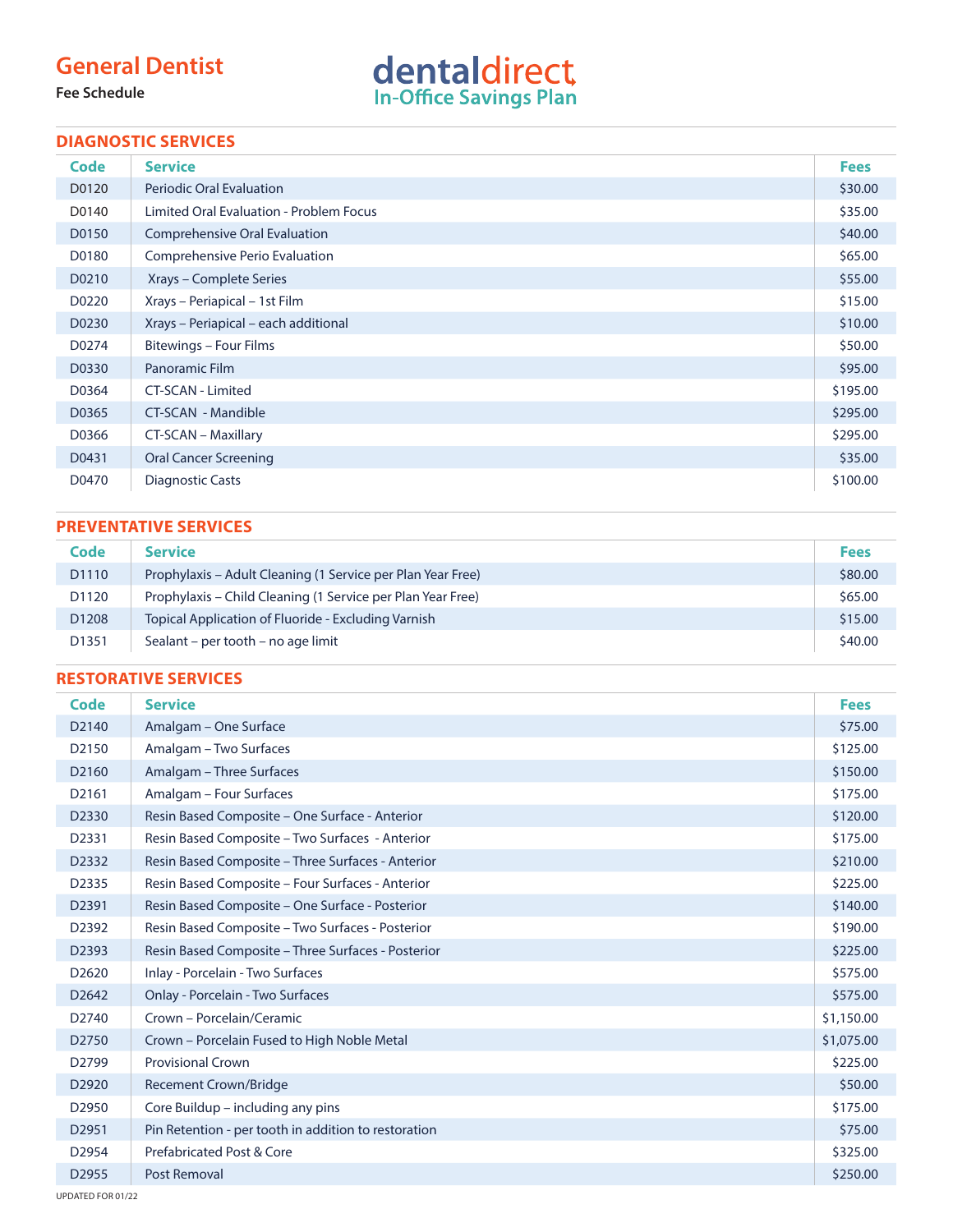# General Dentist

**Fee Schedule**

**dentaldirect**
In-Office Savings Plan

## DIAGNOSTIC SERVICES

| Code | Service | Fees |
|---|---|---|
| D0120 | Periodic Oral Evaluation | $30.00 |
| D0140 | Limited Oral Evaluation - Problem Focus | $35.00 |
| D0150 | Comprehensive Oral Evaluation | $40.00 |
| D0180 | Comprehensive Perio Evaluation | $65.00 |
| D0210 | Xrays – Complete Series | $55.00 |
| D0220 | Xrays – Periapical – 1st Film | $15.00 |
| D0230 | Xrays – Periapical – each additional | $10.00 |
| D0274 | Bitewings – Four Films | $50.00 |
| D0330 | Panoramic Film | $95.00 |
| D0364 | CT-SCAN - Limited | $195.00 |
| D0365 | CT-SCAN - Mandible | $295.00 |
| D0366 | CT-SCAN – Maxillary | $295.00 |
| D0431 | Oral Cancer Screening | $35.00 |
| D0470 | Diagnostic Casts | $100.00 |

## PREVENTATIVE SERVICES

| Code | Service | Fees |
|---|---|---|
| D1110 | Prophylaxis – Adult Cleaning (1 Service per Plan Year Free) | $80.00 |
| D1120 | Prophylaxis – Child Cleaning (1 Service per Plan Year Free) | $65.00 |
| D1208 | Topical Application of Fluoride - Excluding Varnish | $15.00 |
| D1351 | Sealant – per tooth – no age limit | $40.00 |

## RESTORATIVE SERVICES

| Code | Service | Fees |
|---|---|---|
| D2140 | Amalgam – One Surface | $75.00 |
| D2150 | Amalgam – Two Surfaces | $125.00 |
| D2160 | Amalgam – Three Surfaces | $150.00 |
| D2161 | Amalgam – Four Surfaces | $175.00 |
| D2330 | Resin Based Composite – One Surface - Anterior | $120.00 |
| D2331 | Resin Based Composite – Two Surfaces - Anterior | $175.00 |
| D2332 | Resin Based Composite – Three Surfaces - Anterior | $210.00 |
| D2335 | Resin Based Composite – Four Surfaces - Anterior | $225.00 |
| D2391 | Resin Based Composite – One Surface - Posterior | $140.00 |
| D2392 | Resin Based Composite – Two Surfaces - Posterior | $190.00 |
| D2393 | Resin Based Composite – Three Surfaces - Posterior | $225.00 |
| D2620 | Inlay - Porcelain - Two Surfaces | $575.00 |
| D2642 | Onlay - Porcelain - Two Surfaces | $575.00 |
| D2740 | Crown – Porcelain/Ceramic | $1,150.00 |
| D2750 | Crown – Porcelain Fused to High Noble Metal | $1,075.00 |
| D2799 | Provisional Crown | $225.00 |
| D2920 | Recement Crown/Bridge | $50.00 |
| D2950 | Core Buildup – including any pins | $175.00 |
| D2951 | Pin Retention - per tooth in addition to restoration | $75.00 |
| D2954 | Prefabricated Post & Core | $325.00 |
| D2955 | Post Removal | $250.00 |

UPDATED FOR 01/22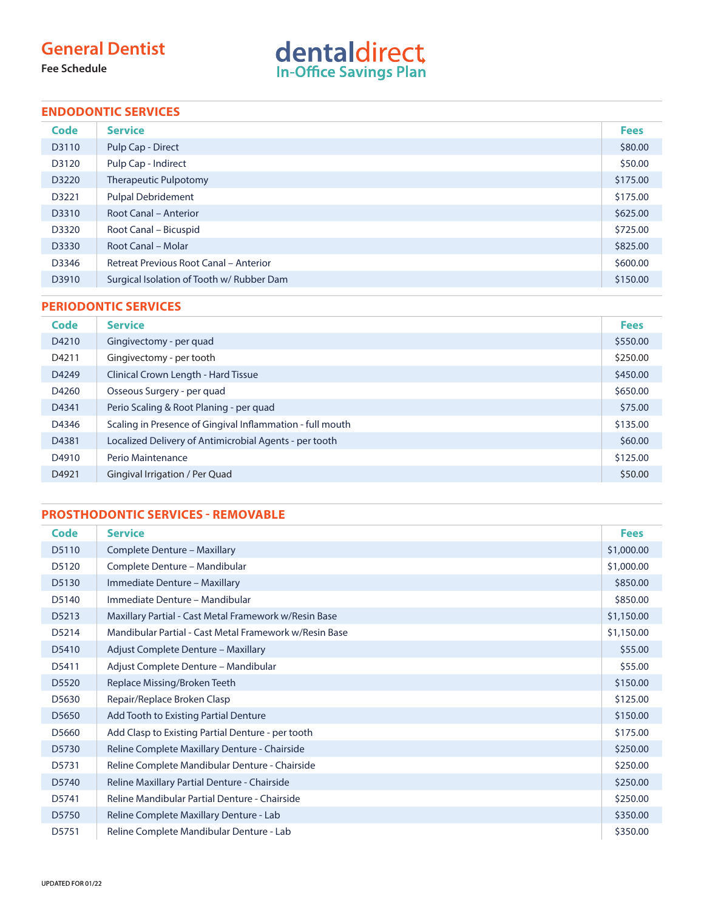# General Dentist

**Fee Schedule**

dentaldirect
In-Office Savings Plan

## ENDODONTIC SERVICES

| Code | Service | Fees |
|---|---|---|
| D3110 | Pulp Cap - Direct | $80.00 |
| D3120 | Pulp Cap - Indirect | $50.00 |
| D3220 | Therapeutic Pulpotomy | $175.00 |
| D3221 | Pulpal Debridement | $175.00 |
| D3310 | Root Canal – Anterior | $625.00 |
| D3320 | Root Canal – Bicuspid | $725.00 |
| D3330 | Root Canal – Molar | $825.00 |
| D3346 | Retreat Previous Root Canal – Anterior | $600.00 |
| D3910 | Surgical Isolation of Tooth w/ Rubber Dam | $150.00 |

## PERIODONTIC SERVICES

| Code | Service | Fees |
|---|---|---|
| D4210 | Gingivectomy - per quad | $550.00 |
| D4211 | Gingivectomy - per tooth | $250.00 |
| D4249 | Clinical Crown Length - Hard Tissue | $450.00 |
| D4260 | Osseous Surgery - per quad | $650.00 |
| D4341 | Perio Scaling & Root Planing - per quad | $75.00 |
| D4346 | Scaling in Presence of Gingival Inflammation - full mouth | $135.00 |
| D4381 | Localized Delivery of Antimicrobial Agents - per tooth | $60.00 |
| D4910 | Perio Maintenance | $125.00 |
| D4921 | Gingival Irrigation / Per Quad | $50.00 |

## PROSTHODONTIC SERVICES - REMOVABLE

| Code | Service | Fees |
|---|---|---|
| D5110 | Complete Denture – Maxillary | $1,000.00 |
| D5120 | Complete Denture – Mandibular | $1,000.00 |
| D5130 | Immediate Denture – Maxillary | $850.00 |
| D5140 | Immediate Denture – Mandibular | $850.00 |
| D5213 | Maxillary Partial - Cast Metal Framework w/Resin Base | $1,150.00 |
| D5214 | Mandibular Partial - Cast Metal Framework w/Resin Base | $1,150.00 |
| D5410 | Adjust Complete Denture – Maxillary | $55.00 |
| D5411 | Adjust Complete Denture – Mandibular | $55.00 |
| D5520 | Replace Missing/Broken Teeth | $150.00 |
| D5630 | Repair/Replace Broken Clasp | $125.00 |
| D5650 | Add Tooth to Existing Partial Denture | $150.00 |
| D5660 | Add Clasp to Existing Partial Denture - per tooth | $175.00 |
| D5730 | Reline Complete Maxillary Denture - Chairside | $250.00 |
| D5731 | Reline Complete Mandibular Denture - Chairside | $250.00 |
| D5740 | Reline Maxillary Partial Denture - Chairside | $250.00 |
| D5741 | Reline Mandibular Partial Denture - Chairside | $250.00 |
| D5750 | Reline Complete Maxillary Denture - Lab | $350.00 |
| D5751 | Reline Complete Mandibular Denture - Lab | $350.00 |

UPDATED FOR 01/22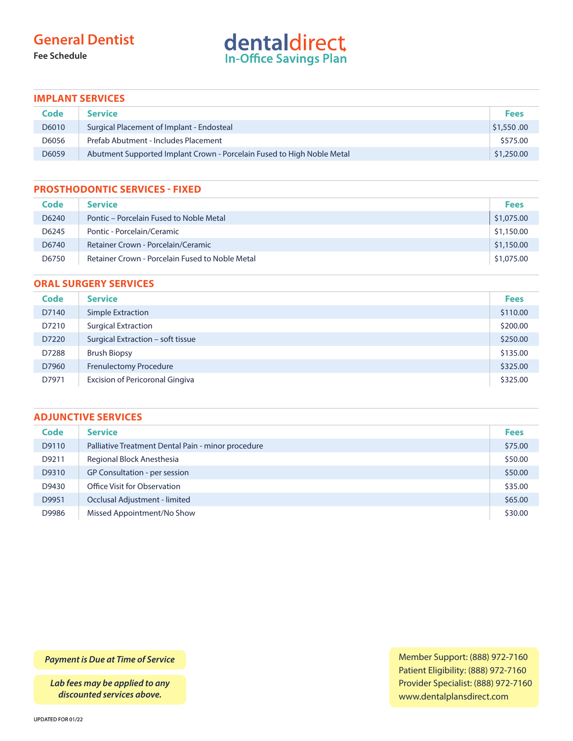# General Dentist

**Fee Schedule**

dentaldirect
In-Office Savings Plan

## IMPLANT SERVICES

| Code | Service | Fees |
|---|---|---|
| D6010 | Surgical Placement of Implant - Endosteal | $1,550 .00 |
| D6056 | Prefab Abutment - Includes Placement | $575.00 |
| D6059 | Abutment Supported Implant Crown - Porcelain Fused to High Noble Metal | $1,250.00 |

## PROSTHODONTIC SERVICES - FIXED

| Code | Service | Fees |
|---|---|---|
| D6240 | Pontic – Porcelain Fused to Noble Metal | $1,075.00 |
| D6245 | Pontic - Porcelain/Ceramic | $1,150.00 |
| D6740 | Retainer Crown - Porcelain/Ceramic | $1,150.00 |
| D6750 | Retainer Crown - Porcelain Fused to Noble Metal | $1,075.00 |

## ORAL SURGERY SERVICES

| Code | Service | Fees |
|---|---|---|
| D7140 | Simple Extraction | $110.00 |
| D7210 | Surgical Extraction | $200.00 |
| D7220 | Surgical Extraction – soft tissue | $250.00 |
| D7288 | Brush Biopsy | $135.00 |
| D7960 | Frenulectomy Procedure | $325.00 |
| D7971 | Excision of Pericoronal Gingiva | $325.00 |

## ADJUNCTIVE SERVICES

| Code | Service | Fees |
|---|---|---|
| D9110 | Palliative Treatment Dental Pain - minor procedure | $75.00 |
| D9211 | Regional Block Anesthesia | $50.00 |
| D9310 | GP Consultation - per session | $50.00 |
| D9430 | Office Visit for Observation | $35.00 |
| D9951 | Occlusal Adjustment - limited | $65.00 |
| D9986 | Missed Appointment/No Show | $30.00 |

*Payment is Due at Time of Service*

*Lab fees may be applied to any discounted services above.*

Member Support: (888) 972-7160
Patient Eligibility: (888) 972-7160
Provider Specialist: (888) 972-7160
www.dentalplansdirect.com

UPDATED FOR 01/22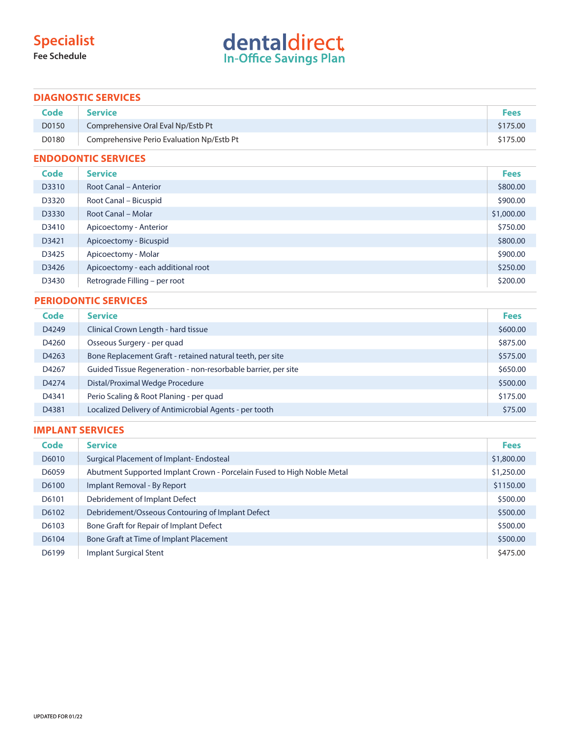# Specialist

**Fee Schedule**

**dentaldirect**
In-Office Savings Plan

## DIAGNOSTIC SERVICES

| Code | Service | Fees |
|---|---|---|
| D0150 | Comprehensive Oral Eval Np/Estb Pt | $175.00 |
| D0180 | Comprehensive Perio Evaluation Np/Estb Pt | $175.00 |

## ENDODONTIC SERVICES

| Code | Service | Fees |
|---|---|---|
| D3310 | Root Canal – Anterior | $800.00 |
| D3320 | Root Canal – Bicuspid | $900.00 |
| D3330 | Root Canal – Molar | $1,000.00 |
| D3410 | Apicoectomy - Anterior | $750.00 |
| D3421 | Apicoectomy - Bicuspid | $800.00 |
| D3425 | Apicoectomy - Molar | $900.00 |
| D3426 | Apicoectomy - each additional root | $250.00 |
| D3430 | Retrograde Filling – per root | $200.00 |

## PERIODONTIC SERVICES

| Code | Service | Fees |
|---|---|---|
| D4249 | Clinical Crown Length - hard tissue | $600.00 |
| D4260 | Osseous Surgery - per quad | $875.00 |
| D4263 | Bone Replacement Graft - retained natural teeth, per site | $575.00 |
| D4267 | Guided Tissue Regeneration - non-resorbable barrier, per site | $650.00 |
| D4274 | Distal/Proximal Wedge Procedure | $500.00 |
| D4341 | Perio Scaling & Root Planing - per quad | $175.00 |
| D4381 | Localized Delivery of Antimicrobial Agents - per tooth | $75.00 |

## IMPLANT SERVICES

| Code | Service | Fees |
|---|---|---|
| D6010 | Surgical Placement of Implant- Endosteal | $1,800.00 |
| D6059 | Abutment Supported Implant Crown - Porcelain Fused to High Noble Metal | $1,250.00 |
| D6100 | Implant Removal - By Report | $1150.00 |
| D6101 | Debridement of Implant Defect | $500.00 |
| D6102 | Debridement/Osseous Contouring of Implant Defect | $500.00 |
| D6103 | Bone Graft for Repair of Implant Defect | $500.00 |
| D6104 | Bone Graft at Time of Implant Placement | $500.00 |
| D6199 | Implant Surgical Stent | $475.00 |

UPDATED FOR 01/22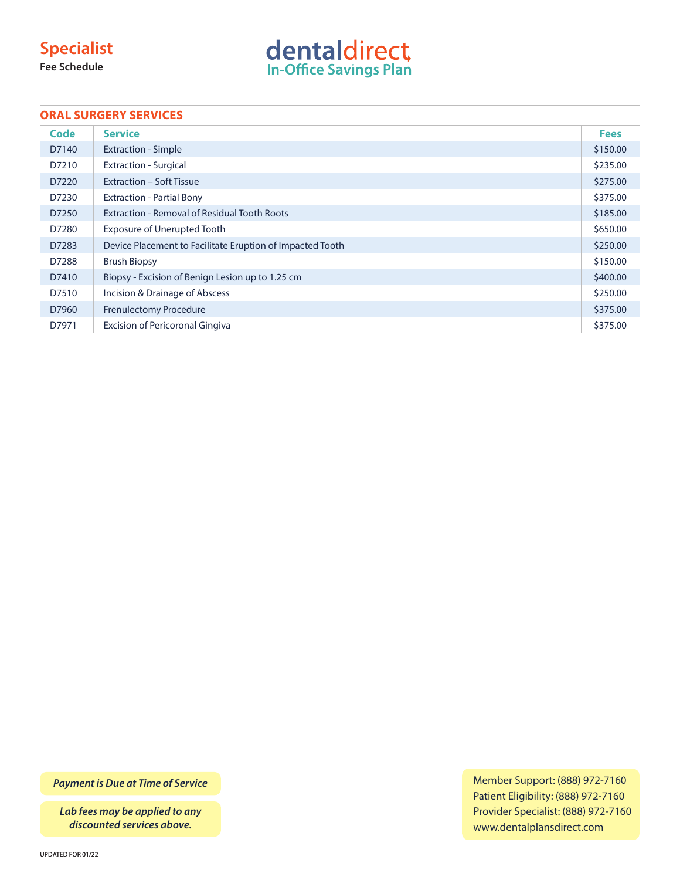# Specialist

**Fee Schedule**

dentaldirect
In-Office Savings Plan

## ORAL SURGERY SERVICES

| Code | Service | Fees |
|---|---|---|
| D7140 | Extraction - Simple | $150.00 |
| D7210 | Extraction - Surgical | $235.00 |
| D7220 | Extraction – Soft Tissue | $275.00 |
| D7230 | Extraction - Partial Bony | $375.00 |
| D7250 | Extraction - Removal of Residual Tooth Roots | $185.00 |
| D7280 | Exposure of Unerupted Tooth | $650.00 |
| D7283 | Device Placement to Facilitate Eruption of Impacted Tooth | $250.00 |
| D7288 | Brush Biopsy | $150.00 |
| D7410 | Biopsy - Excision of Benign Lesion up to 1.25 cm | $400.00 |
| D7510 | Incision & Drainage of Abscess | $250.00 |
| D7960 | Frenulectomy Procedure | $375.00 |
| D7971 | Excision of Pericoronal Gingiva | $375.00 |

***Payment is Due at Time of Service***

***Lab fees may be applied to any discounted services above.***

Member Support: (888) 972-7160
Patient Eligibility: (888) 972-7160
Provider Specialist: (888) 972-7160
www.dentalplansdirect.com

UPDATED FOR 01/22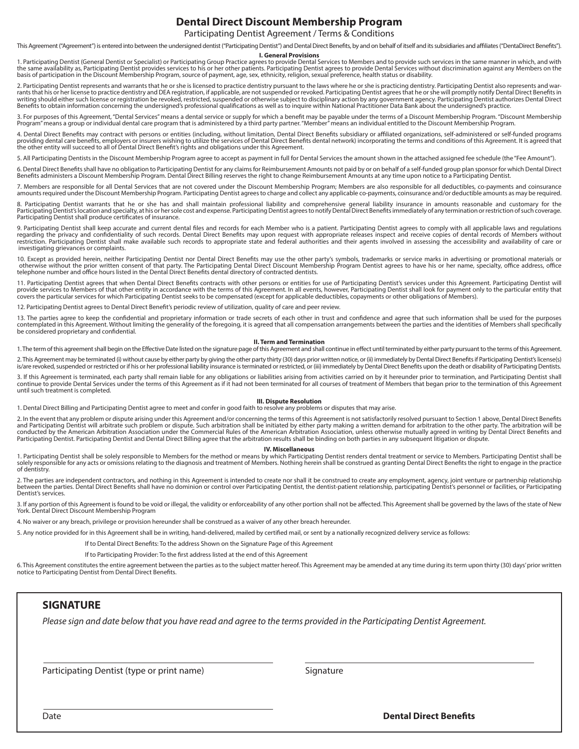# Dental Direct Discount Membership Program

Participating Dentist Agreement / Terms & Conditions

This Agreement ("Agreement") is entered into between the undersigned dentist ("Participating Dentist") and Dental Direct Benefits, by and on behalf of itself and its subsidiaries and affiliates ("DentaDirect Benefits").

### I. General Provisions

1. Participating Dentist (General Dentist or Specialist) or Participating Group Practice agrees to provide Dental Services to Members and to provide such services in the same manner in which, and with the same availability as, Participating Dentist provides services to his or her other patients. Participating Dentist agrees to provide Dental Services without discrimination against any Members on the basis of participation in the Discount Membership Program, source of payment, age, sex, ethnicity, religion, sexual preference, health status or disability.

2. Participating Dentist represents and warrants that he or she is licensed to practice dentistry pursuant to the laws where he or she is practicing dentistry. Participating Dentist also represents and warrants that his or her license to practice dentistry and DEA registration, if applicable, are not suspended or revoked. Participating Dentist agrees that he or she will promptly notify Dental Direct Benefits in writing should either such license or registration be revoked, restricted, suspended or otherwise subject to disciplinary action by any government agency. Participating Dentist authorizes Dental Direct Benefits to obtain information concerning the undersigned's professional qualifications as well as to inquire within National Practitioner Data Bank about the undersigned's practice.

3. For purposes of this Agreement, "Dental Services" means a dental service or supply for which a benefit may be payable under the terms of a Discount Membership Program. "Discount Membership Program" means a group or individual dental care program that is administered by a third party partner. "Member" means an individual entitled to the Discount Membership Program.

4. Dental Direct Benefits may contract with persons or entities (including, without limitation, Dental Direct Benefits subsidiary or affiliated organizations, self-administered or self-funded programs providing dental care benefits, employers or insurers wishing to utilize the services of Dental Direct Benefits dental network) incorporating the terms and conditions of this Agreement. It is agreed that the other entity will succeed to all of Dental Direct Benefit's rights and obligations under this Agreement.

5. All Participating Dentists in the Discount Membership Program agree to accept as payment in full for Dental Services the amount shown in the attached assigned fee schedule (the "Fee Amount").

6. Dental Direct Benefits shall have no obligation to Participating Dentist for any claims for Reimbursement Amounts not paid by or on behalf of a self-funded group plan sponsor for which Dental Direct Benefits administers a Discount Membership Program. Dental Direct Billing reserves the right to change Reimbursement Amounts at any time upon notice to a Participating Dentist.

7. Members are responsible for all Dental Services that are not covered under the Discount Membership Program; Members are also responsible for all deductibles, co-payments and coinsurance amounts required under the Discount Membership Program. Participating Dentist agrees to charge and collect any applicable co-payments, coinsurance and/or deductible amounts as may be required.

8. Participating Dentist warrants that he or she has and shall maintain professional liability and comprehensive general liability insurance in amounts reasonable and customary for the Participating Dentist's location and specialty, at his or her sole cost and expense. Participating Dentist agrees to notify Dental Direct Benefits immediately of any termination or restriction of such coverage. Participating Dentist shall produce certificates of insurance.

9. Participating Dentist shall keep accurate and current dental files and records for each Member who is a patient. Participating Dentist agrees to comply with all applicable laws and regulations regarding the privacy and confidentiality of such records. Dental Direct Benefits may upon request with appropriate releases inspect and receive copies of dental records of Members without restriction. Participating Dentist shall make available such records to appropriate state and federal authorities and their agents involved in assessing the accessibility and availability of care or investigating grievances or complaints.

10. Except as provided herein, neither Participating Dentist nor Dental Direct Benefits may use the other party's symbols, trademarks or service marks in advertising or promotional materials or otherwise without the prior written consent of that party. The Participating Dental Direct Discount Membership Program Dentist agrees to have his or her name, specialty, office address, office telephone number and office hours listed in the Dental Direct Benefits dental directory of contracted dentists.

11. Participating Dentist agrees that when Dental Direct Benefits contracts with other persons or entities for use of Participating Dentist's services under this Agreement. Participating Dentist will provide services to Members of that other entity in accordance with the terms of this Agreement. In all events, however, Participating Dentist shall look for payment only to the particular entity that covers the particular services for which Participating Dentist seeks to be compensated (except for applicable deductibles, copayments or other obligations of Members).

12. Participating Dentist agrees to Dental Direct Benefit's periodic review of utilization, quality of care and peer review.

13. The parties agree to keep the confidential and proprietary information or trade secrets of each other in trust and confidence and agree that such information shall be used for the purposes contemplated in this Agreement. Without limiting the generality of the foregoing, it is agreed that all compensation arrangements between the parties and the identities of Members shall specifically be considered proprietary and confidential.

### II. Term and Termination

1. The term of this agreement shall begin on the Effective Date listed on the signature page of this Agreement and shall continue in effect until terminated by either party pursuant to the terms of this Agreement.

2. This Agreement may be terminated (i) without cause by either party by giving the other party thirty (30) days prior written notice, or (ii) immediately by Dental Direct Benefits if Participating Dentist's license(s) is/are revoked, suspended or restricted or if his or her professional liability insurance is terminated or restricted, or (iii) immediately by Dental Direct Benefits upon the death or disability of Participating Dentists.

3. If this Agreement is terminated, each party shall remain liable for any obligations or liabilities arising from activities carried on by it hereunder prior to termination, and Participating Dentist shall continue to provide Dental Services under the terms of this Agreement as if it had not been terminated for all courses of treatment of Members that began prior to the termination of this Agreement until such treatment is completed.

### III. Dispute Resolution

1. Dental Direct Billing and Participating Dentist agree to meet and confer in good faith to resolve any problems or disputes that may arise.

2. In the event that any problem or dispute arising under this Agreement and/or concerning the terms of this Agreement is not satisfactorily resolved pursuant to Section 1 above, Dental Direct Benefits and Participating Dentist will arbitrate such problem or dispute. Such arbitration shall be initiated by either party making a written demand for arbitration to the other party. The arbitration will be conducted by the American Arbitration Association under the Commercial Rules of the American Arbitration Association, unless otherwise mutually agreed in writing by Dental Direct Benefits and Participating Dentist. Participating Dentist and Dental Direct Billing agree that the arbitration results shall be binding on both parties in any subsequent litigation or dispute.

### IV. Miscellaneous

1. Participating Dentist shall be solely responsible to Members for the method or means by which Participating Dentist renders dental treatment or service to Members. Participating Dentist shall be solely responsible for any acts or omissions relating to the diagnosis and treatment of Members. Nothing herein shall be construed as granting Dental Direct Benefits the right to engage in the practice of dentistry.

2. The parties are independent contractors, and nothing in this Agreement is intended to create nor shall it be construed to create any employment, agency, joint venture or partnership relationship between the parties. Dental Direct Benefits shall have no dominion or control over Participating Dentist, the dentist-patient relationship, participating Dentist's personnel or facilities, or Participating Dentist's services.

3. If any portion of this Agreement is found to be void or illegal, the validity or enforceability of any other portion shall not be affected. This Agreement shall be governed by the laws of the state of New York. Dental Direct Discount Membership Program

4. No waiver or any breach, privilege or provision hereunder shall be construed as a waiver of any other breach hereunder.

5. Any notice provided for in this Agreement shall be in writing, hand-delivered, mailed by certified mail, or sent by a nationally recognized delivery service as follows:

If to Dental Direct Benefits: To the address Shown on the Signature Page of this Agreement

If to Participating Provider: To the first address listed at the end of this Agreement

6. This Agreement constitutes the entire agreement between the parties as to the subject matter hereof. This Agreement may be amended at any time during its term upon thirty (30) days' prior written notice to Participating Dentist from Dental Direct Benefits.

## SIGNATURE

*Please sign and date below that you have read and agree to the terms provided in the Participating Dentist Agreement.*

Participating Dentist (type or print name)

Signature

Date

**Dental Direct Benefits**